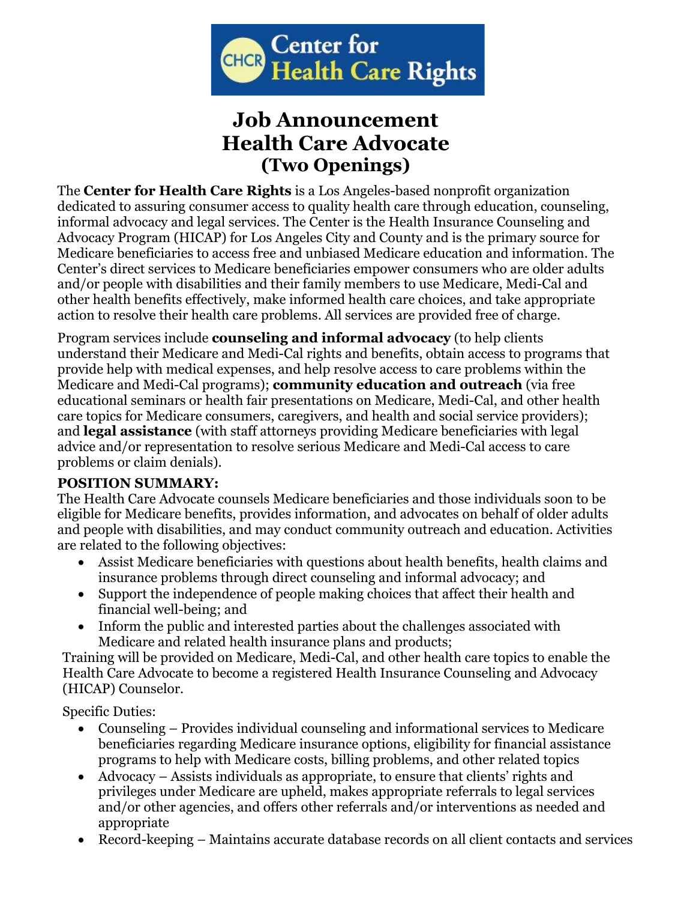# Center for Health Care Rights

# Job Announcement
# Health Care Advocate
## (Two Openings)

The **Center for Health Care Rights** is a Los Angeles-based nonprofit organization dedicated to assuring consumer access to quality health care through education, counseling, informal advocacy and legal services. The Center is the Health Insurance Counseling and Advocacy Program (HICAP) for Los Angeles City and County and is the primary source for Medicare beneficiaries to access free and unbiased Medicare education and information. The Center's direct services to Medicare beneficiaries empower consumers who are older adults and/or people with disabilities and their family members to use Medicare, Medi-Cal and other health benefits effectively, make informed health care choices, and take appropriate action to resolve their health care problems. All services are provided free of charge.

Program services include **counseling and informal advocacy** (to help clients understand their Medicare and Medi-Cal rights and benefits, obtain access to programs that provide help with medical expenses, and help resolve access to care problems within the Medicare and Medi-Cal programs); **community education and outreach** (via free educational seminars or health fair presentations on Medicare, Medi-Cal, and other health care topics for Medicare consumers, caregivers, and health and social service providers); and **legal assistance** (with staff attorneys providing Medicare beneficiaries with legal advice and/or representation to resolve serious Medicare and Medi-Cal access to care problems or claim denials).

**POSITION SUMMARY:**
The Health Care Advocate counsels Medicare beneficiaries and those individuals soon to be eligible for Medicare benefits, provides information, and advocates on behalf of older adults and people with disabilities, and may conduct community outreach and education. Activities are related to the following objectives:

- Assist Medicare beneficiaries with questions about health benefits, health claims and insurance problems through direct counseling and informal advocacy; and
- Support the independence of people making choices that affect their health and financial well-being; and
- Inform the public and interested parties about the challenges associated with Medicare and related health insurance plans and products;

Training will be provided on Medicare, Medi-Cal, and other health care topics to enable the Health Care Advocate to become a registered Health Insurance Counseling and Advocacy (HICAP) Counselor.

Specific Duties:

- Counseling – Provides individual counseling and informational services to Medicare beneficiaries regarding Medicare insurance options, eligibility for financial assistance programs to help with Medicare costs, billing problems, and other related topics
- Advocacy – Assists individuals as appropriate, to ensure that clients' rights and privileges under Medicare are upheld, makes appropriate referrals to legal services and/or other agencies, and offers other referrals and/or interventions as needed and appropriate
- Record-keeping – Maintains accurate database records on all client contacts and services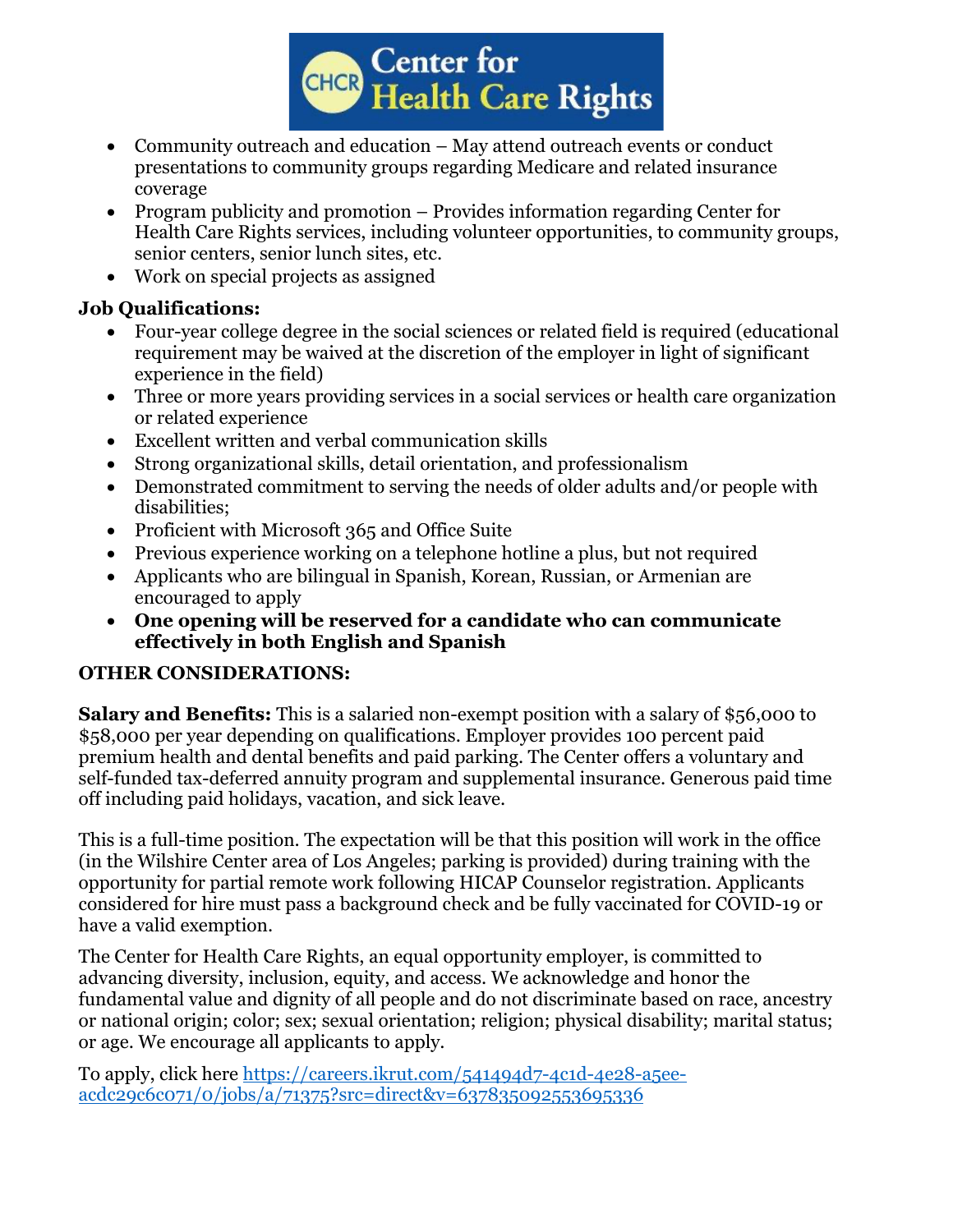- Community outreach and education – May attend outreach events or conduct presentations to community groups regarding Medicare and related insurance coverage
- Program publicity and promotion – Provides information regarding Center for Health Care Rights services, including volunteer opportunities, to community groups, senior centers, senior lunch sites, etc.
- Work on special projects as assigned

**Job Qualifications:**

- Four-year college degree in the social sciences or related field is required (educational requirement may be waived at the discretion of the employer in light of significant experience in the field)
- Three or more years providing services in a social services or health care organization or related experience
- Excellent written and verbal communication skills
- Strong organizational skills, detail orientation, and professionalism
- Demonstrated commitment to serving the needs of older adults and/or people with disabilities;
- Proficient with Microsoft 365 and Office Suite
- Previous experience working on a telephone hotline a plus, but not required
- Applicants who are bilingual in Spanish, Korean, Russian, or Armenian are encouraged to apply
- **One opening will be reserved for a candidate who can communicate effectively in both English and Spanish**

**OTHER CONSIDERATIONS:**

**Salary and Benefits:** This is a salaried non-exempt position with a salary of $56,000 to $58,000 per year depending on qualifications. Employer provides 100 percent paid premium health and dental benefits and paid parking. The Center offers a voluntary and self-funded tax-deferred annuity program and supplemental insurance. Generous paid time off including paid holidays, vacation, and sick leave.

This is a full-time position. The expectation will be that this position will work in the office (in the Wilshire Center area of Los Angeles; parking is provided) during training with the opportunity for partial remote work following HICAP Counselor registration. Applicants considered for hire must pass a background check and be fully vaccinated for COVID-19 or have a valid exemption.

The Center for Health Care Rights, an equal opportunity employer, is committed to advancing diversity, inclusion, equity, and access. We acknowledge and honor the fundamental value and dignity of all people and do not discriminate based on race, ancestry or national origin; color; sex; sexual orientation; religion; physical disability; marital status; or age. We encourage all applicants to apply.

To apply, click here [https://careers.ikrut.com/541494d7-4c1d-4e28-a5ee-acdc29c6c071/0/jobs/a/71375?src=direct&v=637835092553695336](https://careers.ikrut.com/541494d7-4c1d-4e28-a5ee-acdc29c6c071/0/jobs/a/71375?src=direct&v=637835092553695336)